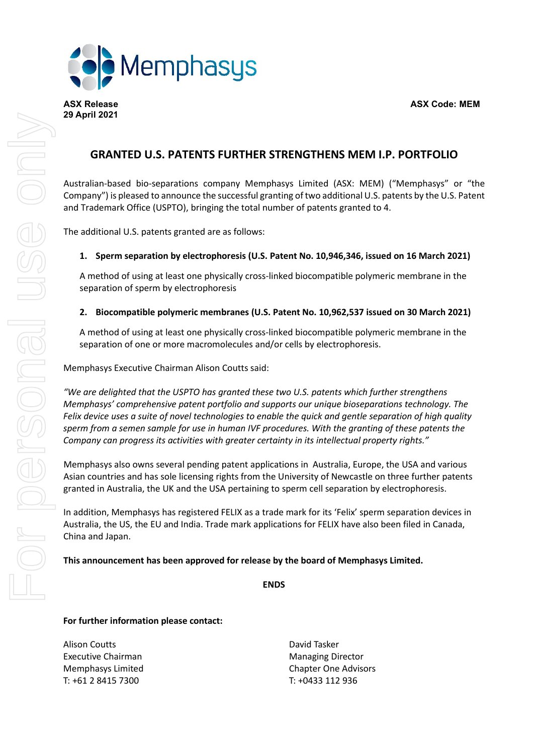Memphasys

**ASX Release**
**29 April 2021**

**ASX Code: MEM**

# GRANTED U.S. PATENTS FURTHER STRENGTHENS MEM I.P. PORTFOLIO

Australian-based bio-separations company Memphasys Limited (ASX: MEM) ("Memphasys" or "the Company") is pleased to announce the successful granting of two additional U.S. patents by the U.S. Patent and Trademark Office (USPTO), bringing the total number of patents granted to 4.

The additional U.S. patents granted are as follows:

1. **Sperm separation by electrophoresis (U.S. Patent No. 10,946,346, issued on 16 March 2021)**

   A method of using at least one physically cross-linked biocompatible polymeric membrane in the separation of sperm by electrophoresis

2. **Biocompatible polymeric membranes (U.S. Patent No. 10,962,537 issued on 30 March 2021)**

   A method of using at least one physically cross-linked biocompatible polymeric membrane in the separation of one or more macromolecules and/or cells by electrophoresis.

Memphasys Executive Chairman Alison Coutts said:

*"We are delighted that the USPTO has granted these two U.S. patents which further strengthens Memphasys' comprehensive patent portfolio and supports our unique bioseparations technology. The Felix device uses a suite of novel technologies to enable the quick and gentle separation of high quality sperm from a semen sample for use in human IVF procedures. With the granting of these patents the Company can progress its activities with greater certainty in its intellectual property rights."*

Memphasys also owns several pending patent applications in Australia, Europe, the USA and various Asian countries and has sole licensing rights from the University of Newcastle on three further patents granted in Australia, the UK and the USA pertaining to sperm cell separation by electrophoresis.

In addition, Memphasys has registered FELIX as a trade mark for its 'Felix' sperm separation devices in Australia, the US, the EU and India. Trade mark applications for FELIX have also been filed in Canada, China and Japan.

**This announcement has been approved for release by the board of Memphasys Limited.**

**ENDS**

**For further information please contact:**

Alison Coutts
Executive Chairman
Memphasys Limited
T: +61 2 8415 7300

David Tasker
Managing Director
Chapter One Advisors
T: +0433 112 936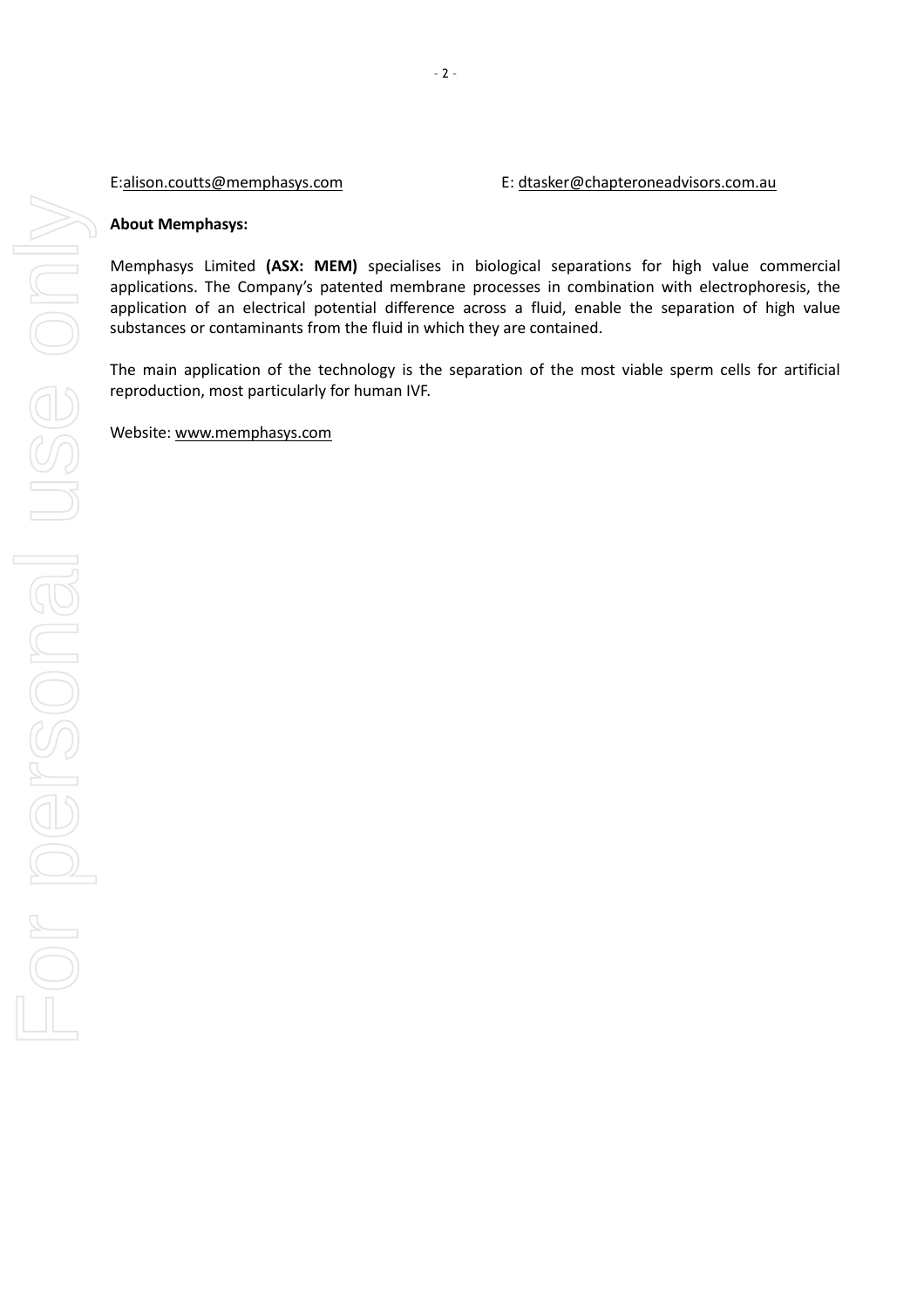E:alison.coutts@memphasys.com E: dtasker@chapteroneadvisors.com.au

**About Memphasys:**

Memphasys Limited **(ASX: MEM)** specialises in biological separations for high value commercial applications. The Company's patented membrane processes in combination with electrophoresis, the application of an electrical potential difference across a fluid, enable the separation of high value substances or contaminants from the fluid in which they are contained.

The main application of the technology is the separation of the most viable sperm cells for artificial reproduction, most particularly for human IVF.

Website: www.memphasys.com